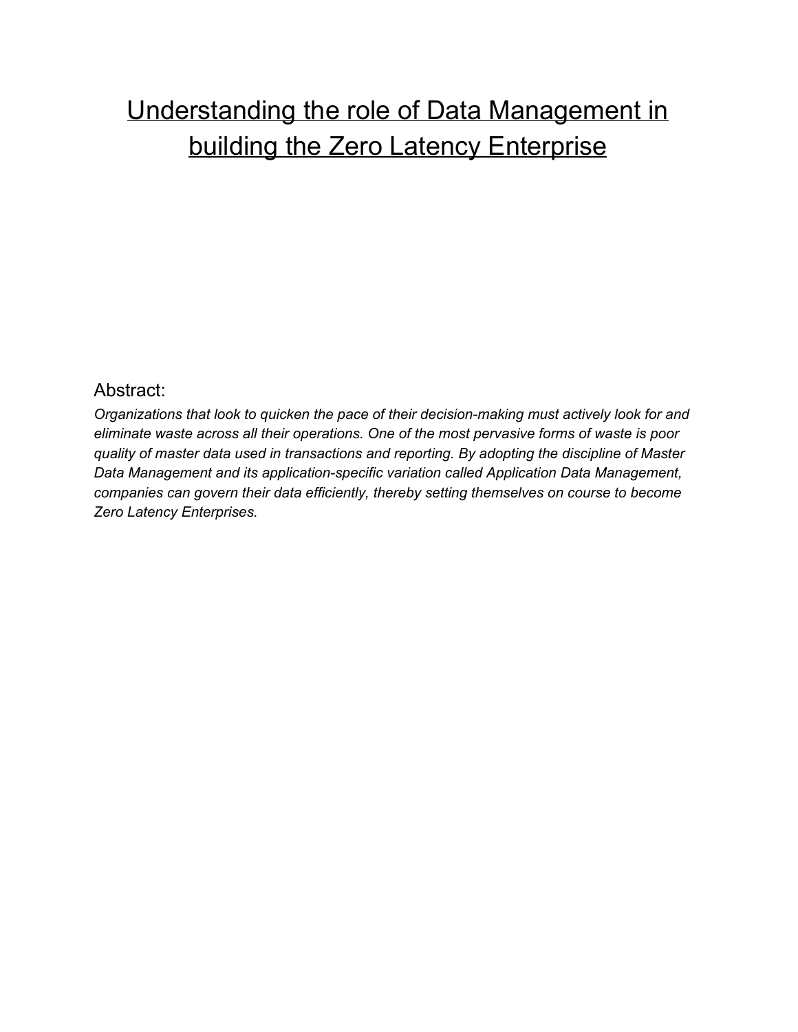# Understanding the role of Data Management in building the Zero Latency Enterprise

## Abstract:

*Organizations that look to quicken the pace of their decision-making must actively look for and eliminate waste across all their operations. One of the most pervasive forms of waste is poor quality of master data used in transactions and reporting. By adopting the discipline of Master Data Management and its application-specific variation called Application Data Management, companies can govern their data efficiently, thereby setting themselves on course to become Zero Latency Enterprises.*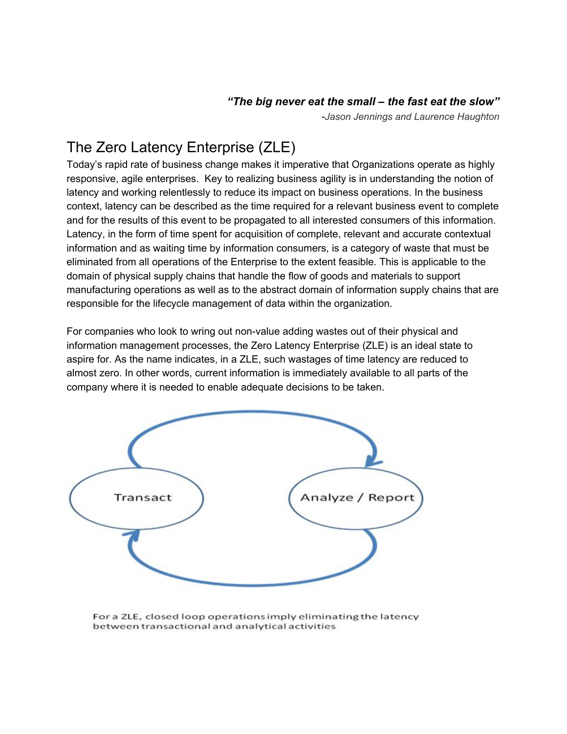***"The big never eat the small – the fast eat the slow"***

*-Jason Jennings and Laurence Haughton*

# The Zero Latency Enterprise (ZLE)

Today's rapid rate of business change makes it imperative that Organizations operate as highly responsive, agile enterprises. Key to realizing business agility is in understanding the notion of latency and working relentlessly to reduce its impact on business operations. In the business context, latency can be described as the time required for a relevant business event to complete and for the results of this event to be propagated to all interested consumers of this information. Latency, in the form of time spent for acquisition of complete, relevant and accurate contextual information and as waiting time by information consumers, is a category of waste that must be eliminated from all operations of the Enterprise to the extent feasible. This is applicable to the domain of physical supply chains that handle the flow of goods and materials to support manufacturing operations as well as to the abstract domain of information supply chains that are responsible for the lifecycle management of data within the organization.

For companies who look to wring out non-value adding wastes out of their physical and information management processes, the Zero Latency Enterprise (ZLE) is an ideal state to aspire for. As the name indicates, in a ZLE, such wastages of time latency are reduced to almost zero. In other words, current information is immediately available to all parts of the company where it is needed to enable adequate decisions to be taken.

Transact

Analyze / Report

For a ZLE, closed loop operations imply eliminating the latency between transactional and analytical activities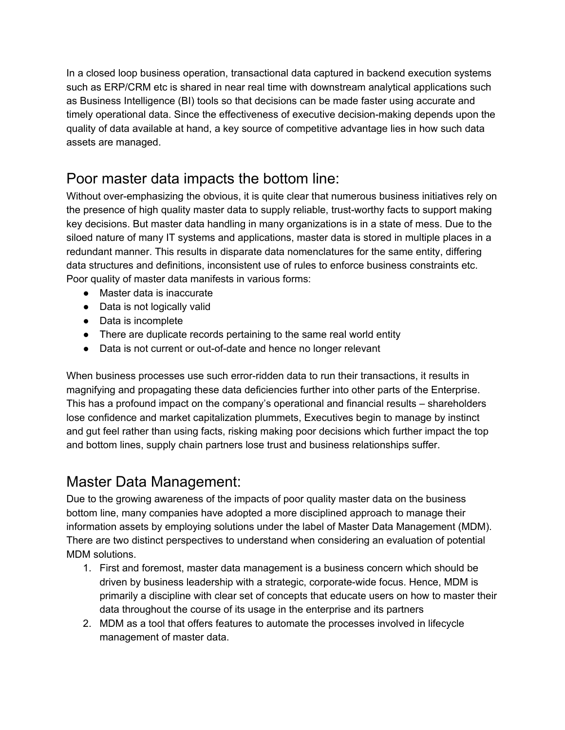In a closed loop business operation, transactional data captured in backend execution systems such as ERP/CRM etc is shared in near real time with downstream analytical applications such as Business Intelligence (BI) tools so that decisions can be made faster using accurate and timely operational data. Since the effectiveness of executive decision-making depends upon the quality of data available at hand, a key source of competitive advantage lies in how such data assets are managed.

## Poor master data impacts the bottom line:

Without over-emphasizing the obvious, it is quite clear that numerous business initiatives rely on the presence of high quality master data to supply reliable, trust-worthy facts to support making key decisions. But master data handling in many organizations is in a state of mess. Due to the siloed nature of many IT systems and applications, master data is stored in multiple places in a redundant manner. This results in disparate data nomenclatures for the same entity, differing data structures and definitions, inconsistent use of rules to enforce business constraints etc. Poor quality of master data manifests in various forms:

- Master data is inaccurate
- Data is not logically valid
- Data is incomplete
- There are duplicate records pertaining to the same real world entity
- Data is not current or out-of-date and hence no longer relevant

When business processes use such error-ridden data to run their transactions, it results in magnifying and propagating these data deficiencies further into other parts of the Enterprise. This has a profound impact on the company's operational and financial results – shareholders lose confidence and market capitalization plummets, Executives begin to manage by instinct and gut feel rather than using facts, risking making poor decisions which further impact the top and bottom lines, supply chain partners lose trust and business relationships suffer.

## Master Data Management:

Due to the growing awareness of the impacts of poor quality master data on the business bottom line, many companies have adopted a more disciplined approach to manage their information assets by employing solutions under the label of Master Data Management (MDM). There are two distinct perspectives to understand when considering an evaluation of potential MDM solutions.

1. First and foremost, master data management is a business concern which should be driven by business leadership with a strategic, corporate-wide focus. Hence, MDM is primarily a discipline with clear set of concepts that educate users on how to master their data throughout the course of its usage in the enterprise and its partners
2. MDM as a tool that offers features to automate the processes involved in lifecycle management of master data.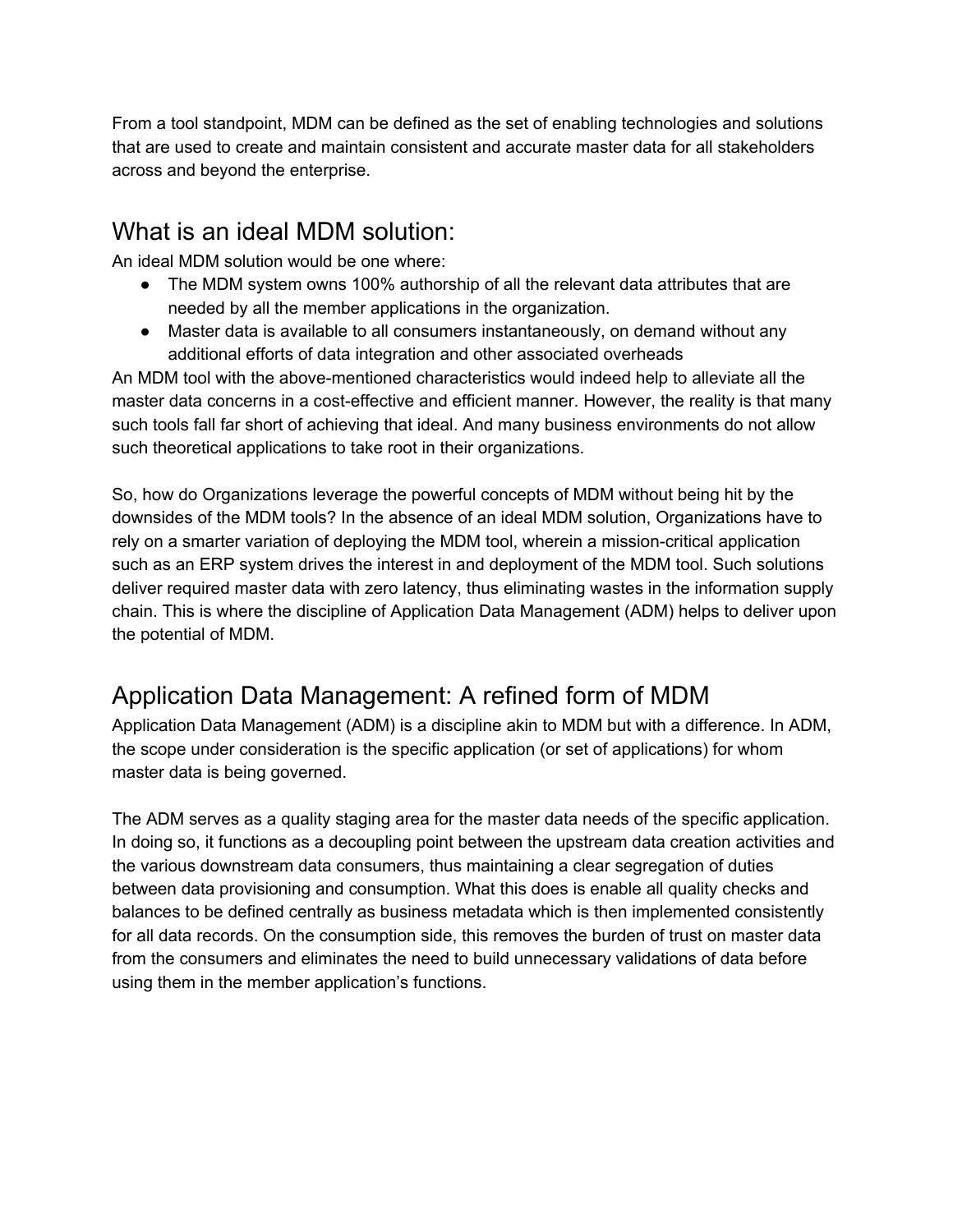From a tool standpoint, MDM can be defined as the set of enabling technologies and solutions that are used to create and maintain consistent and accurate master data for all stakeholders across and beyond the enterprise.

## What is an ideal MDM solution:

An ideal MDM solution would be one where:

- The MDM system owns 100% authorship of all the relevant data attributes that are needed by all the member applications in the organization.
- Master data is available to all consumers instantaneously, on demand without any additional efforts of data integration and other associated overheads

An MDM tool with the above-mentioned characteristics would indeed help to alleviate all the master data concerns in a cost-effective and efficient manner. However, the reality is that many such tools fall far short of achieving that ideal. And many business environments do not allow such theoretical applications to take root in their organizations.

So, how do Organizations leverage the powerful concepts of MDM without being hit by the downsides of the MDM tools? In the absence of an ideal MDM solution, Organizations have to rely on a smarter variation of deploying the MDM tool, wherein a mission-critical application such as an ERP system drives the interest in and deployment of the MDM tool. Such solutions deliver required master data with zero latency, thus eliminating wastes in the information supply chain. This is where the discipline of Application Data Management (ADM) helps to deliver upon the potential of MDM.

## Application Data Management: A refined form of MDM

Application Data Management (ADM) is a discipline akin to MDM but with a difference. In ADM, the scope under consideration is the specific application (or set of applications) for whom master data is being governed.

The ADM serves as a quality staging area for the master data needs of the specific application. In doing so, it functions as a decoupling point between the upstream data creation activities and the various downstream data consumers, thus maintaining a clear segregation of duties between data provisioning and consumption. What this does is enable all quality checks and balances to be defined centrally as business metadata which is then implemented consistently for all data records. On the consumption side, this removes the burden of trust on master data from the consumers and eliminates the need to build unnecessary validations of data before using them in the member application's functions.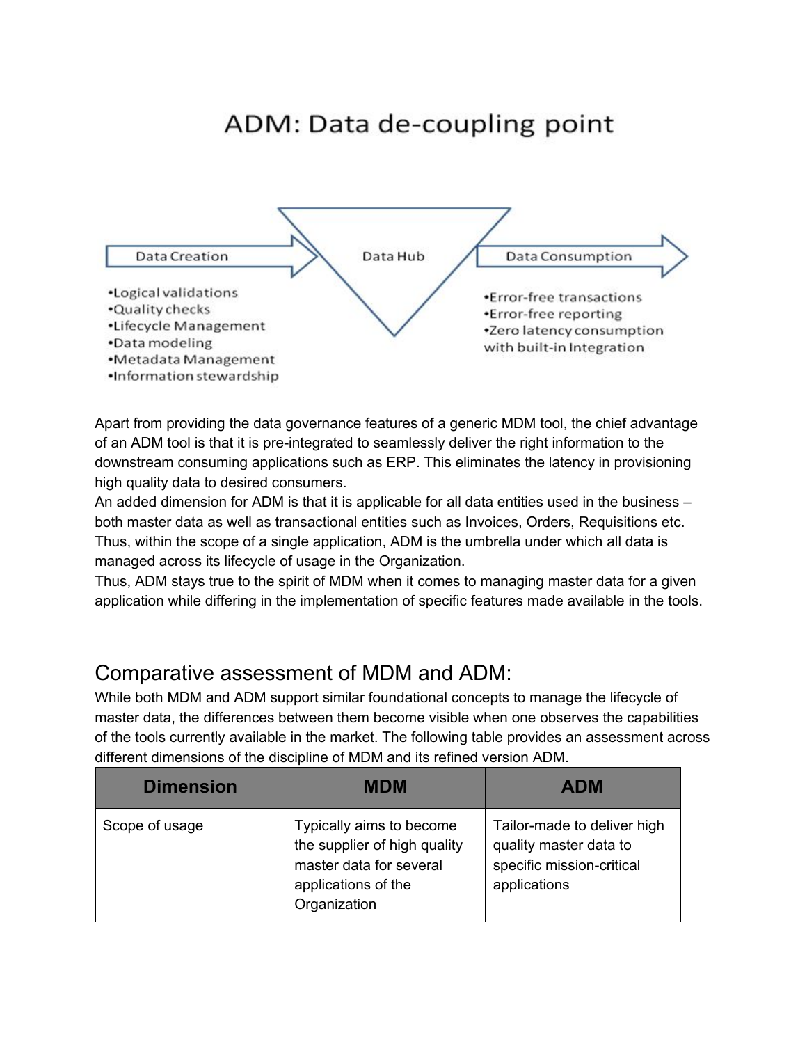## ADM: Data de-coupling point

Data Creation → Data Hub → Data Consumption

- •Logical validations
- •Quality checks
- •Lifecycle Management
- •Data modeling
- •Metadata Management
- •Information stewardship

- •Error-free transactions
- •Error-free reporting
- •Zero latency consumption with built-in Integration

Apart from providing the data governance features of a generic MDM tool, the chief advantage of an ADM tool is that it is pre-integrated to seamlessly deliver the right information to the downstream consuming applications such as ERP. This eliminates the latency in provisioning high quality data to desired consumers.
An added dimension for ADM is that it is applicable for all data entities used in the business – both master data as well as transactional entities such as Invoices, Orders, Requisitions etc. Thus, within the scope of a single application, ADM is the umbrella under which all data is managed across its lifecycle of usage in the Organization.
Thus, ADM stays true to the spirit of MDM when it comes to managing master data for a given application while differing in the implementation of specific features made available in the tools.

## Comparative assessment of MDM and ADM:

While both MDM and ADM support similar foundational concepts to manage the lifecycle of master data, the differences between them become visible when one observes the capabilities of the tools currently available in the market. The following table provides an assessment across different dimensions of the discipline of MDM and its refined version ADM.

| Dimension | MDM | ADM |
|---|---|---|
| Scope of usage | Typically aims to become the supplier of high quality master data for several applications of the Organization | Tailor-made to deliver high quality master data to specific mission-critical applications |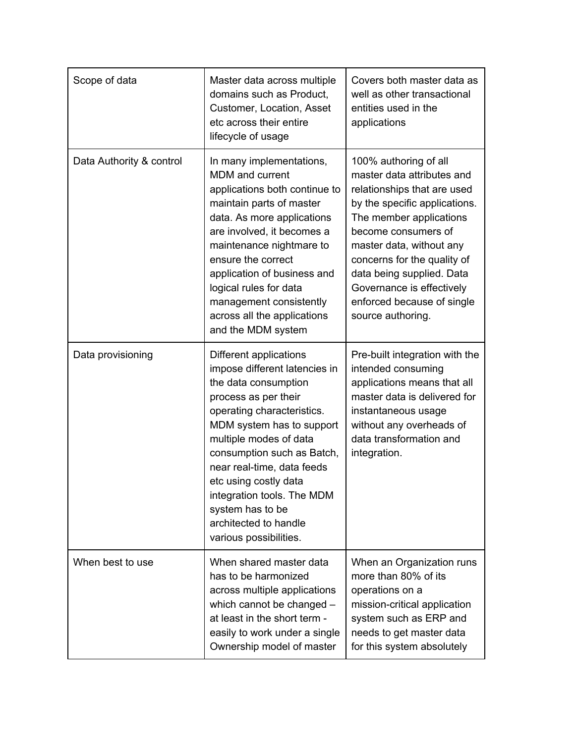| | | |
|---|---|---|
| Scope of data | Master data across multiple domains such as Product, Customer, Location, Asset etc across their entire lifecycle of usage | Covers both master data as well as other transactional entities used in the applications |
| Data Authority & control | In many implementations, MDM and current applications both continue to maintain parts of master data. As more applications are involved, it becomes a maintenance nightmare to ensure the correct application of business and logical rules for data management consistently across all the applications and the MDM system | 100% authoring of all master data attributes and relationships that are used by the specific applications. The member applications become consumers of master data, without any concerns for the quality of data being supplied. Data Governance is effectively enforced because of single source authoring. |
| Data provisioning | Different applications impose different latencies in the data consumption process as per their operating characteristics. MDM system has to support multiple modes of data consumption such as Batch, near real-time, data feeds etc using costly data integration tools. The MDM system has to be architected to handle various possibilities. | Pre-built integration with the intended consuming applications means that all master data is delivered for instantaneous usage without any overheads of data transformation and integration. |
| When best to use | When shared master data has to be harmonized across multiple applications which cannot be changed – at least in the short term - easily to work under a single Ownership model of master | When an Organization runs more than 80% of its operations on a mission-critical application system such as ERP and needs to get master data for this system absolutely |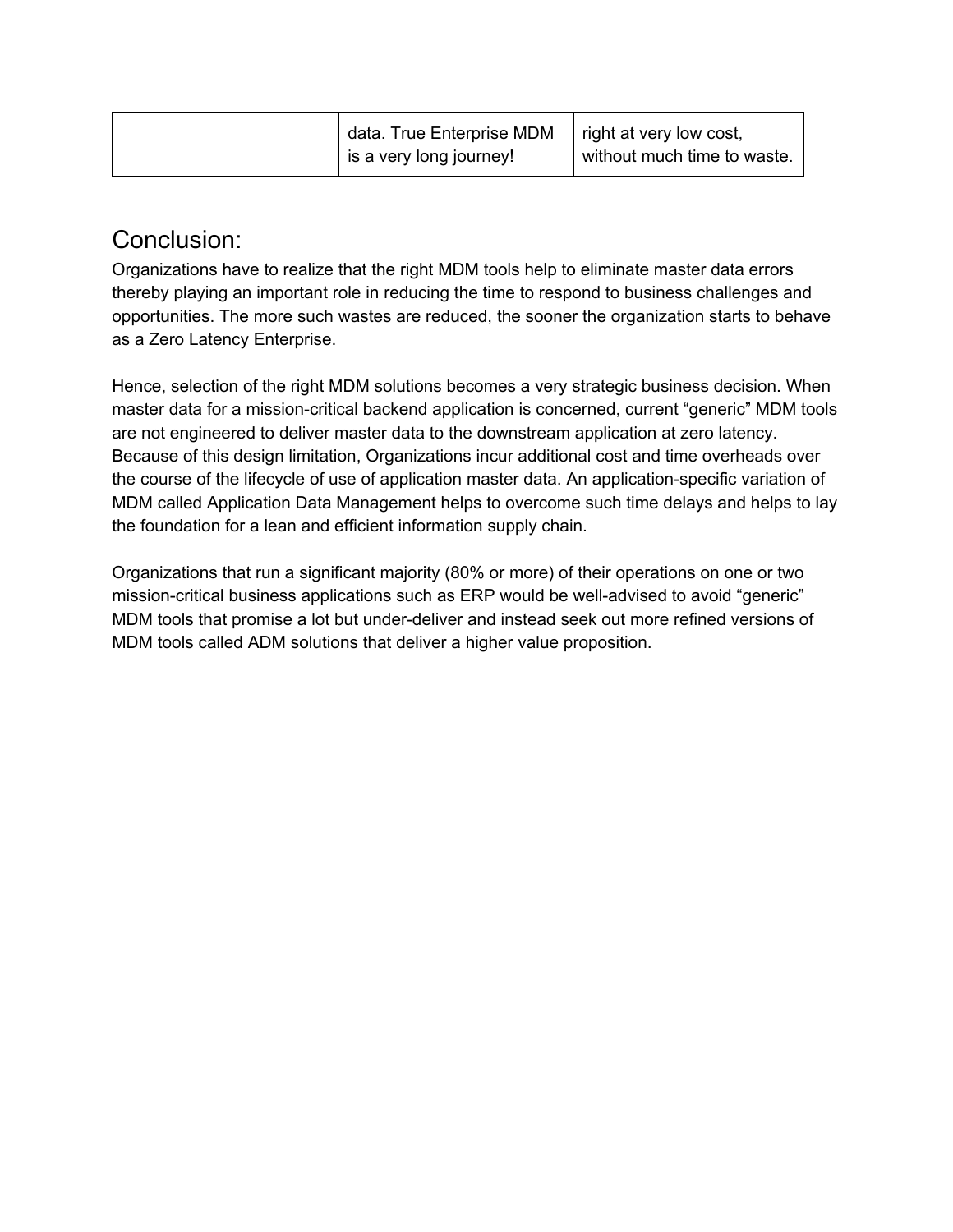| | | |
|---|---|---|
| | data. True Enterprise MDM is a very long journey! | right at very low cost, without much time to waste. |

## Conclusion:

Organizations have to realize that the right MDM tools help to eliminate master data errors thereby playing an important role in reducing the time to respond to business challenges and opportunities. The more such wastes are reduced, the sooner the organization starts to behave as a Zero Latency Enterprise.

Hence, selection of the right MDM solutions becomes a very strategic business decision. When master data for a mission-critical backend application is concerned, current "generic" MDM tools are not engineered to deliver master data to the downstream application at zero latency. Because of this design limitation, Organizations incur additional cost and time overheads over the course of the lifecycle of use of application master data. An application-specific variation of MDM called Application Data Management helps to overcome such time delays and helps to lay the foundation for a lean and efficient information supply chain.

Organizations that run a significant majority (80% or more) of their operations on one or two mission-critical business applications such as ERP would be well-advised to avoid "generic" MDM tools that promise a lot but under-deliver and instead seek out more refined versions of MDM tools called ADM solutions that deliver a higher value proposition.